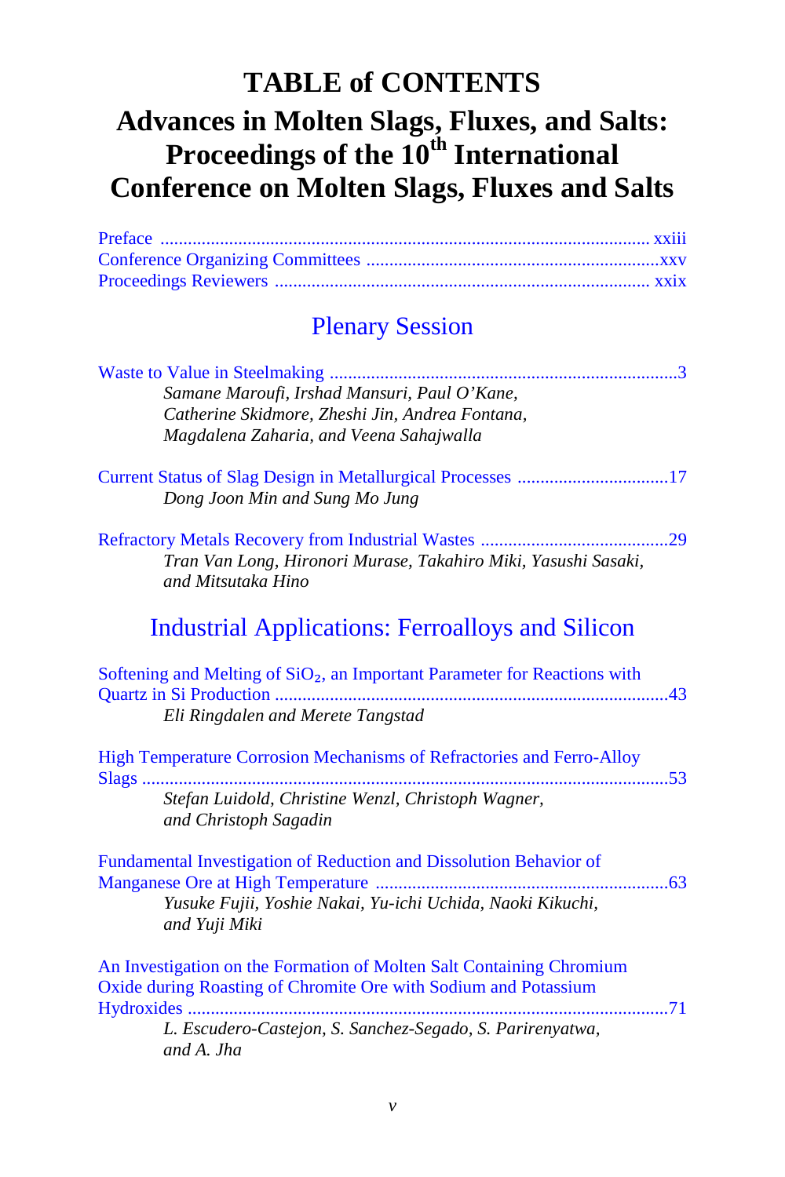# TABLE of CONTENTS

# Advances in Molten Slags, Fluxes, and Salts: Proceedings of the 10th International Conference on Molten Slags, Fluxes and Salts

Preface ........................................................................................................ xxiii
Conference Organizing Committees ...............................................................xxv
Proceedings Reviewers ................................................................................ xxix

## Plenary Session

Waste to Value in Steelmaking ..........................................................................3
*Samane Maroufi, Irshad Mansuri, Paul O'Kane, Catherine Skidmore, Zheshi Jin, Andrea Fontana, Magdalena Zaharia, and Veena Sahajwalla*

Current Status of Slag Design in Metallurgical Processes ................................17
*Dong Joon Min and Sung Mo Jung*

Refractory Metals Recovery from Industrial Wastes ........................................29
*Tran Van Long, Hironori Murase, Takahiro Miki, Yasushi Sasaki, and Mitsutaka Hino*

## Industrial Applications: Ferroalloys and Silicon

Softening and Melting of $SiO_2$, an Important Parameter for Reactions with Quartz in Si Production ....................................................................................43
*Eli Ringdalen and Merete Tangstad*

High Temperature Corrosion Mechanisms of Refractories and Ferro-Alloy Slags ................................................................................................................53
*Stefan Luidold, Christine Wenzl, Christoph Wagner, and Christoph Sagadin*

Fundamental Investigation of Reduction and Dissolution Behavior of Manganese Ore at High Temperature ..............................................................63
*Yusuke Fujii, Yoshie Nakai, Yu-ichi Uchida, Naoki Kikuchi, and Yuji Miki*

An Investigation on the Formation of Molten Salt Containing Chromium Oxide during Roasting of Chromite Ore with Sodium and Potassium Hydroxides ......................................................................................................71
*L. Escudero-Castejon, S. Sanchez-Segado, S. Parirenyatwa, and A. Jha*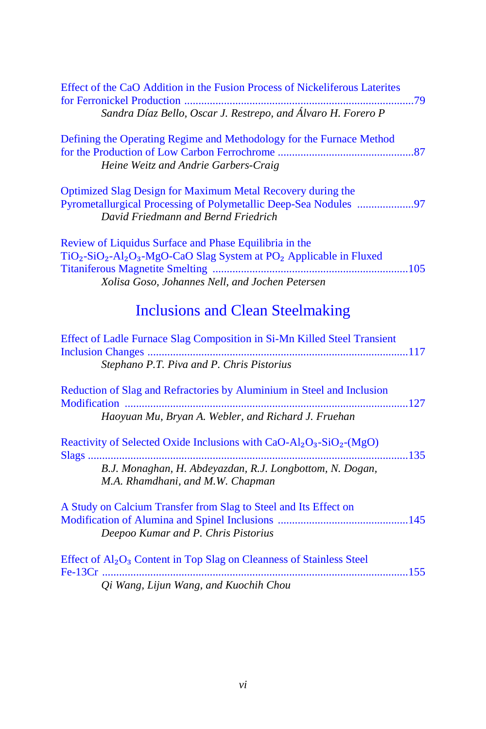Effect of the CaO Addition in the Fusion Process of Nickeliferous Laterites for Ferronickel Production ....................................................................................79
*Sandra Díaz Bello, Oscar J. Restrepo, and Álvaro H. Forero P*

Defining the Operating Regime and Methodology for the Furnace Method for the Production of Low Carbon Ferrochrome ................................................87
*Heine Weitz and Andrie Garbers-Craig*

Optimized Slag Design for Maximum Metal Recovery during the Pyrometallurgical Processing of Polymetallic Deep-Sea Nodules ....................97
*David Friedmann and Bernd Friedrich*

Review of Liquidus Surface and Phase Equilibria in the $TiO_2$-$SiO_2$-$Al_2O_3$-MgO-CaO Slag System at $PO_2$ Applicable in Fluxed Titaniferous Magnetite Smelting ....................................................................105
*Xolisa Goso, Johannes Nell, and Jochen Petersen*

## Inclusions and Clean Steelmaking

Effect of Ladle Furnace Slag Composition in Si-Mn Killed Steel Transient Inclusion Changes ...........................................................................................117
*Stephano P.T. Piva and P. Chris Pistorius*

Reduction of Slag and Refractories by Aluminium in Steel and Inclusion Modification ...................................................................................................127
*Haoyuan Mu, Bryan A. Webler, and Richard J. Fruehan*

Reactivity of Selected Oxide Inclusions with CaO-$Al_2O_3$-$SiO_2$-(MgO) Slags ...............................................................................................................135
*B.J. Monaghan, H. Abdeyazdan, R.J. Longbottom, N. Dogan, M.A. Rhamdhani, and M.W. Chapman*

A Study on Calcium Transfer from Slag to Steel and Its Effect on Modification of Alumina and Spinel Inclusions .............................................145
*Deepoo Kumar and P. Chris Pistorius*

Effect of $Al_2O_3$ Content in Top Slag on Cleanness of Stainless Steel Fe-13Cr ..........................................................................................................155
*Qi Wang, Lijun Wang, and Kuochih Chou*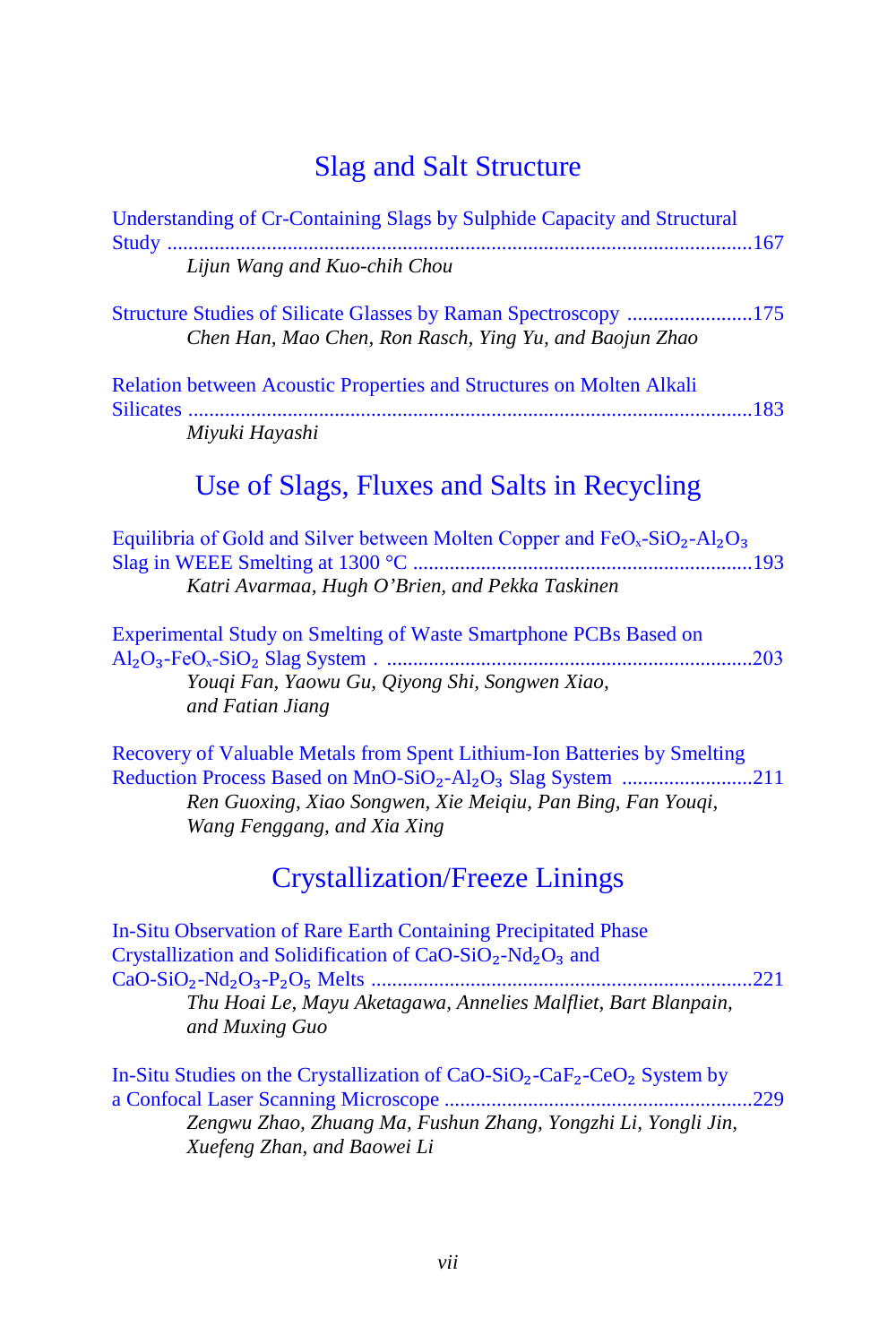## Slag and Salt Structure

Understanding of Cr-Containing Slags by Sulphide Capacity and Structural Study ....167
*Lijun Wang and Kuo-chih Chou*

Structure Studies of Silicate Glasses by Raman Spectroscopy ....175
*Chen Han, Mao Chen, Ron Rasch, Ying Yu, and Baojun Zhao*

Relation between Acoustic Properties and Structures on Molten Alkali Silicates ....183
*Miyuki Hayashi*

## Use of Slags, Fluxes and Salts in Recycling

Equilibria of Gold and Silver between Molten Copper and $FeO_x$-$SiO_2$-$Al_2O_3$ Slag in WEEE Smelting at 1300 °C ....193
*Katri Avarmaa, Hugh O'Brien, and Pekka Taskinen*

Experimental Study on Smelting of Waste Smartphone PCBs Based on $Al_2O_3$-$FeO_x$-$SiO_2$ Slag System ....203
*Youqi Fan, Yaowu Gu, Qiyong Shi, Songwen Xiao, and Fatian Jiang*

Recovery of Valuable Metals from Spent Lithium-Ion Batteries by Smelting Reduction Process Based on $MnO$-$SiO_2$-$Al_2O_3$ Slag System ....211
*Ren Guoxing, Xiao Songwen, Xie Meiqiu, Pan Bing, Fan Youqi, Wang Fenggang, and Xia Xing*

## Crystallization/Freeze Linings

In-Situ Observation of Rare Earth Containing Precipitated Phase Crystallization and Solidification of $CaO$-$SiO_2$-$Nd_2O_3$ and $CaO$-$SiO_2$-$Nd_2O_3$-$P_2O_5$ Melts ....221
*Thu Hoai Le, Mayu Aketagawa, Annelies Malfliet, Bart Blanpain, and Muxing Guo*

In-Situ Studies on the Crystallization of $CaO$-$SiO_2$-$CaF_2$-$CeO_2$ System by a Confocal Laser Scanning Microscope ....229
*Zengwu Zhao, Zhuang Ma, Fushun Zhang, Yongzhi Li, Yongli Jin, Xuefeng Zhan, and Baowei Li*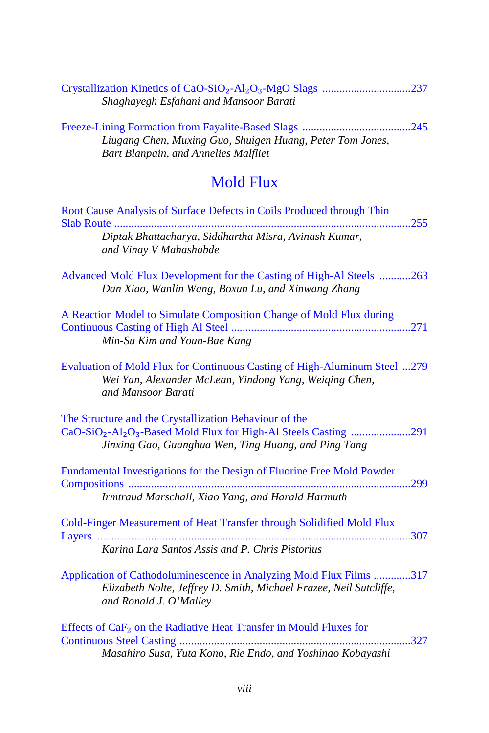Crystallization Kinetics of $CaO$-$SiO_2$-$Al_2O_3$-$MgO$ Slags ..............................237
*Shaghayegh Esfahani and Mansoor Barati*

Freeze-Lining Formation from Fayalite-Based Slags ......................................245
*Liugang Chen, Muxing Guo, Shuigen Huang, Peter Tom Jones, Bart Blanpain, and Annelies Malfliet*

## Mold Flux

Root Cause Analysis of Surface Defects in Coils Produced through Thin Slab Route .......................................................................................................255
*Diptak Bhattacharya, Siddhartha Misra, Avinash Kumar, and Vinay V Mahashabde*

Advanced Mold Flux Development for the Casting of High-Al Steels ...........263
*Dan Xiao, Wanlin Wang, Boxun Lu, and Xinwang Zhang*

A Reaction Model to Simulate Composition Change of Mold Flux during Continuous Casting of High Al Steel ..............................................................271
*Min-Su Kim and Youn-Bae Kang*

Evaluation of Mold Flux for Continuous Casting of High-Aluminum Steel ...279
*Wei Yan, Alexander McLean, Yindong Yang, Weiqing Chen, and Mansoor Barati*

The Structure and the Crystallization Behaviour of the $CaO$-$SiO_2$-$Al_2O_3$-Based Mold Flux for High-Al Steels Casting .....................291
*Jinxing Gao, Guanghua Wen, Ting Huang, and Ping Tang*

Fundamental Investigations for the Design of Fluorine Free Mold Powder Compositions ..................................................................................................299
*Irmtraud Marschall, Xiao Yang, and Harald Harmuth*

Cold-Finger Measurement of Heat Transfer through Solidified Mold Flux Layers .............................................................................................................307
*Karina Lara Santos Assis and P. Chris Pistorius*

Application of Cathodoluminescence in Analyzing Mold Flux Films .............317
*Elizabeth Nolte, Jeffrey D. Smith, Michael Frazee, Neil Sutcliffe, and Ronald J. O'Malley*

Effects of $CaF_2$ on the Radiative Heat Transfer in Mould Fluxes for Continuous Steel Casting .................................................................................327
*Masahiro Susa, Yuta Kono, Rie Endo, and Yoshinao Kobayashi*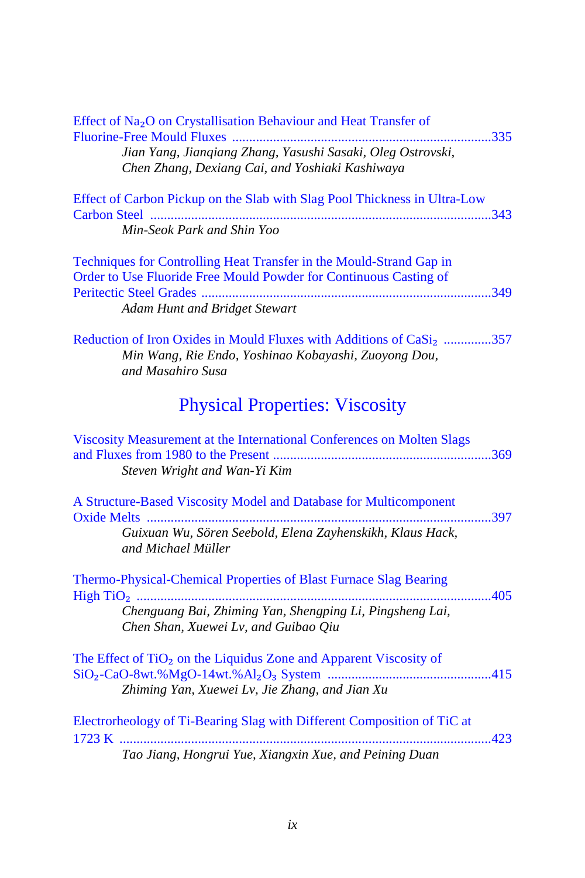Effect of $Na_2O$ on Crystallisation Behaviour and Heat Transfer of Fluorine-Free Mould Fluxes ...........................................................................335
*Jian Yang, Jianqiang Zhang, Yasushi Sasaki, Oleg Ostrovski, Chen Zhang, Dexiang Cai, and Yoshiaki Kashiwaya*

Effect of Carbon Pickup on the Slab with Slag Pool Thickness in Ultra-Low Carbon Steel ....................................................................................................343
*Min-Seok Park and Shin Yoo*

Techniques for Controlling Heat Transfer in the Mould-Strand Gap in Order to Use Fluoride Free Mould Powder for Continuous Casting of Peritectic Steel Grades ....................................................................................349
*Adam Hunt and Bridget Stewart*

Reduction of Iron Oxides in Mould Fluxes with Additions of $CaSi_2$ ..............357
*Min Wang, Rie Endo, Yoshinao Kobayashi, Zuoyong Dou, and Masahiro Susa*

## Physical Properties: Viscosity

Viscosity Measurement at the International Conferences on Molten Slags and Fluxes from 1980 to the Present ................................................................369
*Steven Wright and Wan-Yi Kim*

A Structure-Based Viscosity Model and Database for Multicomponent Oxide Melts ....................................................................................................397
*Guixuan Wu, Sören Seebold, Elena Zayhenskikh, Klaus Hack, and Michael Müller*

Thermo-Physical-Chemical Properties of Blast Furnace Slag Bearing High $TiO_2$ .......................................................................................................405
*Chenguang Bai, Zhiming Yan, Shengping Li, Pingsheng Lai, Chen Shan, Xuewei Lv, and Guibao Qiu*

The Effect of $TiO_2$ on the Liquidus Zone and Apparent Viscosity of $SiO_2$-CaO-8wt.%MgO-14wt.%$Al_2O_3$ System ................................................415
*Zhiming Yan, Xuewei Lv, Jie Zhang, and Jian Xu*

Electrorheology of Ti-Bearing Slag with Different Composition of TiC at 1723 K ............................................................................................................423
*Tao Jiang, Hongrui Yue, Xiangxin Xue, and Peining Duan*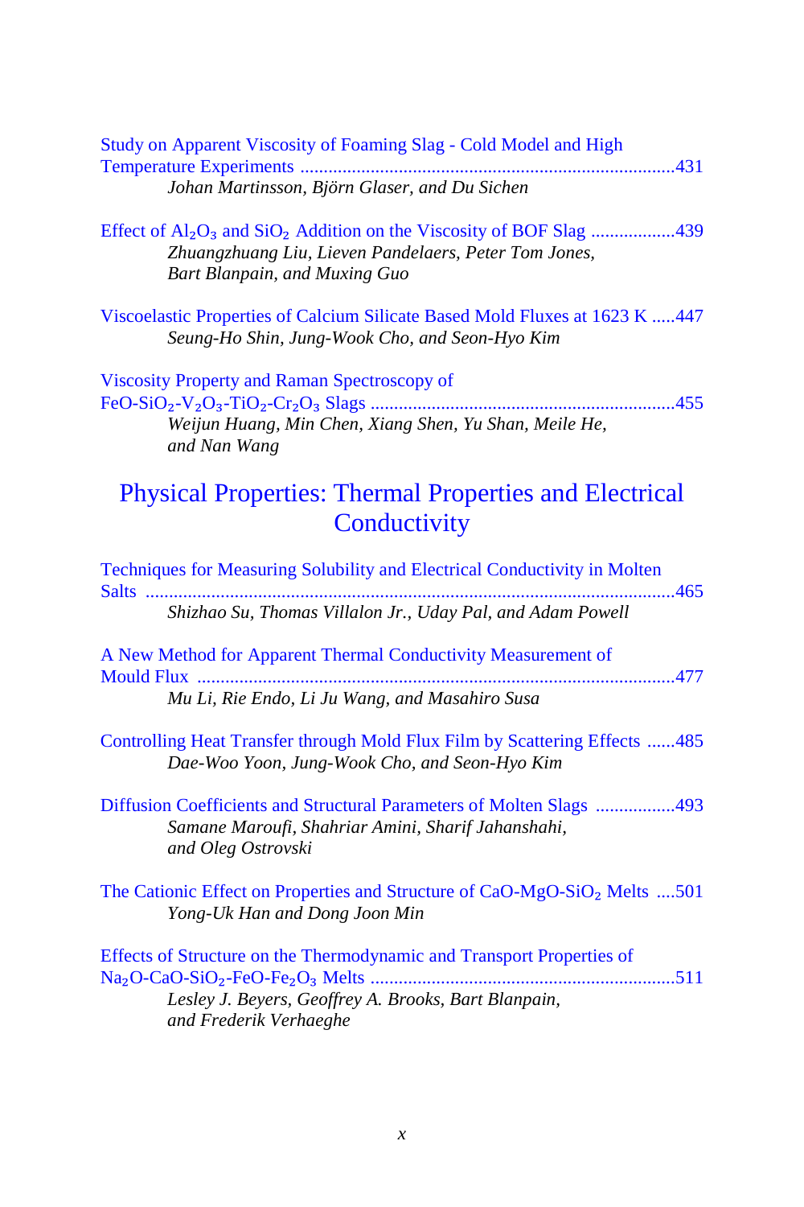Study on Apparent Viscosity of Foaming Slag - Cold Model and High Temperature Experiments ....................................................................431
*Johan Martinsson, Björn Glaser, and Du Sichen*

Effect of $Al_2O_3$ and $SiO_2$ Addition on the Viscosity of BOF Slag ..................439
*Zhuangzhuang Liu, Lieven Pandelaers, Peter Tom Jones, Bart Blanpain, and Muxing Guo*

Viscoelastic Properties of Calcium Silicate Based Mold Fluxes at 1623 K .....447
*Seung-Ho Shin, Jung-Wook Cho, and Seon-Hyo Kim*

Viscosity Property and Raman Spectroscopy of $FeO\text{-}SiO_2\text{-}V_2O_3\text{-}TiO_2\text{-}Cr_2O_3$ Slags ..................................................................455
*Weijun Huang, Min Chen, Xiang Shen, Yu Shan, Meile He, and Nan Wang*

## Physical Properties: Thermal Properties and Electrical Conductivity

Techniques for Measuring Solubility and Electrical Conductivity in Molten Salts ..................................................................................................465
*Shizhao Su, Thomas Villalon Jr., Uday Pal, and Adam Powell*

A New Method for Apparent Thermal Conductivity Measurement of Mould Flux ..........................................................................................................477
*Mu Li, Rie Endo, Li Ju Wang, and Masahiro Susa*

Controlling Heat Transfer through Mold Flux Film by Scattering Effects ......485
*Dae-Woo Yoon, Jung-Wook Cho, and Seon-Hyo Kim*

Diffusion Coefficients and Structural Parameters of Molten Slags .................493
*Samane Maroufi, Shahriar Amini, Sharif Jahanshahi, and Oleg Ostrovski*

The Cationic Effect on Properties and Structure of $CaO\text{-}MgO\text{-}SiO_2$ Melts ....501
*Yong-Uk Han and Dong Joon Min*

Effects of Structure on the Thermodynamic and Transport Properties of $Na_2O\text{-}CaO\text{-}SiO_2\text{-}FeO\text{-}Fe_2O_3$ Melts ..................................................................511
*Lesley J. Beyers, Geoffrey A. Brooks, Bart Blanpain, and Frederik Verhaeghe*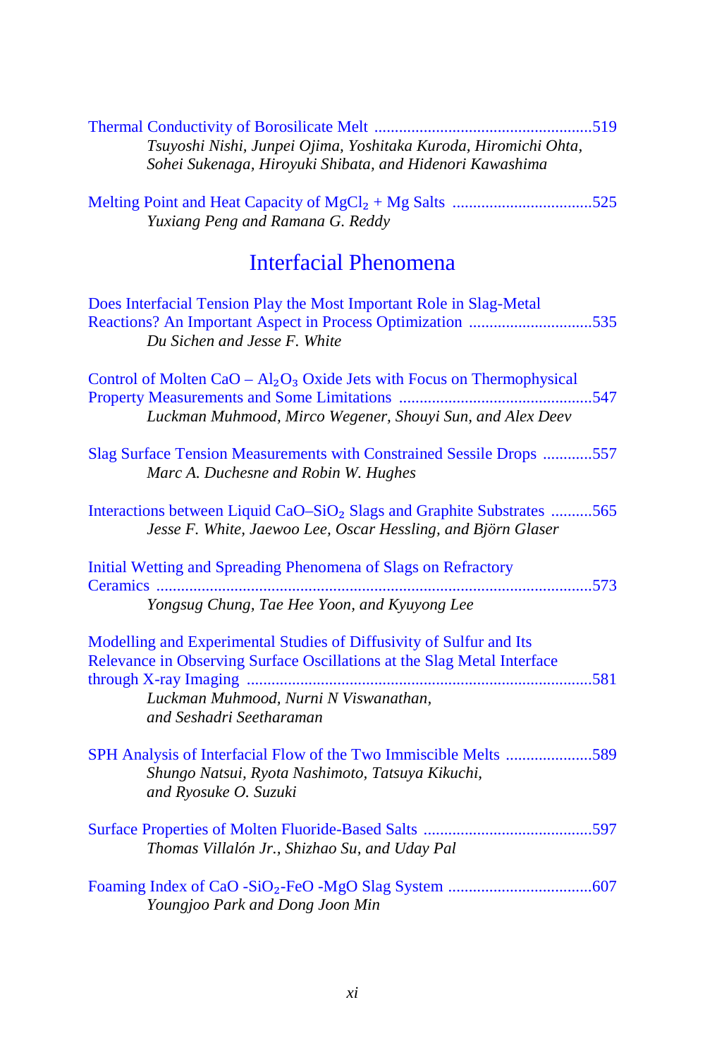Thermal Conductivity of Borosilicate Melt ....................................................519
*Tsuyoshi Nishi, Junpei Ojima, Yoshitaka Kuroda, Hiromichi Ohta, Sohei Sukenaga, Hiroyuki Shibata, and Hidenori Kawashima*

Melting Point and Heat Capacity of $MgCl_2$ + Mg Salts .................................525
*Yuxiang Peng and Ramana G. Reddy*

## Interfacial Phenomena

Does Interfacial Tension Play the Most Important Role in Slag-Metal Reactions? An Important Aspect in Process Optimization ..............................535
*Du Sichen and Jesse F. White*

Control of Molten CaO – $Al_2O_3$ Oxide Jets with Focus on Thermophysical Property Measurements and Some Limitations ...............................................547
*Luckman Muhmood, Mirco Wegener, Shouyi Sun, and Alex Deev*

Slag Surface Tension Measurements with Constrained Sessile Drops ............557
*Marc A. Duchesne and Robin W. Hughes*

Interactions between Liquid CaO–$SiO_2$ Slags and Graphite Substrates ..........565
*Jesse F. White, Jaewoo Lee, Oscar Hessling, and Björn Glaser*

Initial Wetting and Spreading Phenomena of Slags on Refractory Ceramics ........................................................................................................573
*Yongsug Chung, Tae Hee Yoon, and Kyuyong Lee*

Modelling and Experimental Studies of Diffusivity of Sulfur and Its Relevance in Observing Surface Oscillations at the Slag Metal Interface through X-ray Imaging ..................................................................................581
*Luckman Muhmood, Nurni N Viswanathan, and Seshadri Seetharaman*

SPH Analysis of Interfacial Flow of the Two Immiscible Melts .....................589
*Shungo Natsui, Ryota Nashimoto, Tatsuya Kikuchi, and Ryosuke O. Suzuki*

Surface Properties of Molten Fluoride-Based Salts .........................................597
*Thomas Villalón Jr., Shizhao Su, and Uday Pal*

Foaming Index of CaO -$SiO_2$-FeO -MgO Slag System ..................................607
*Youngjoo Park and Dong Joon Min*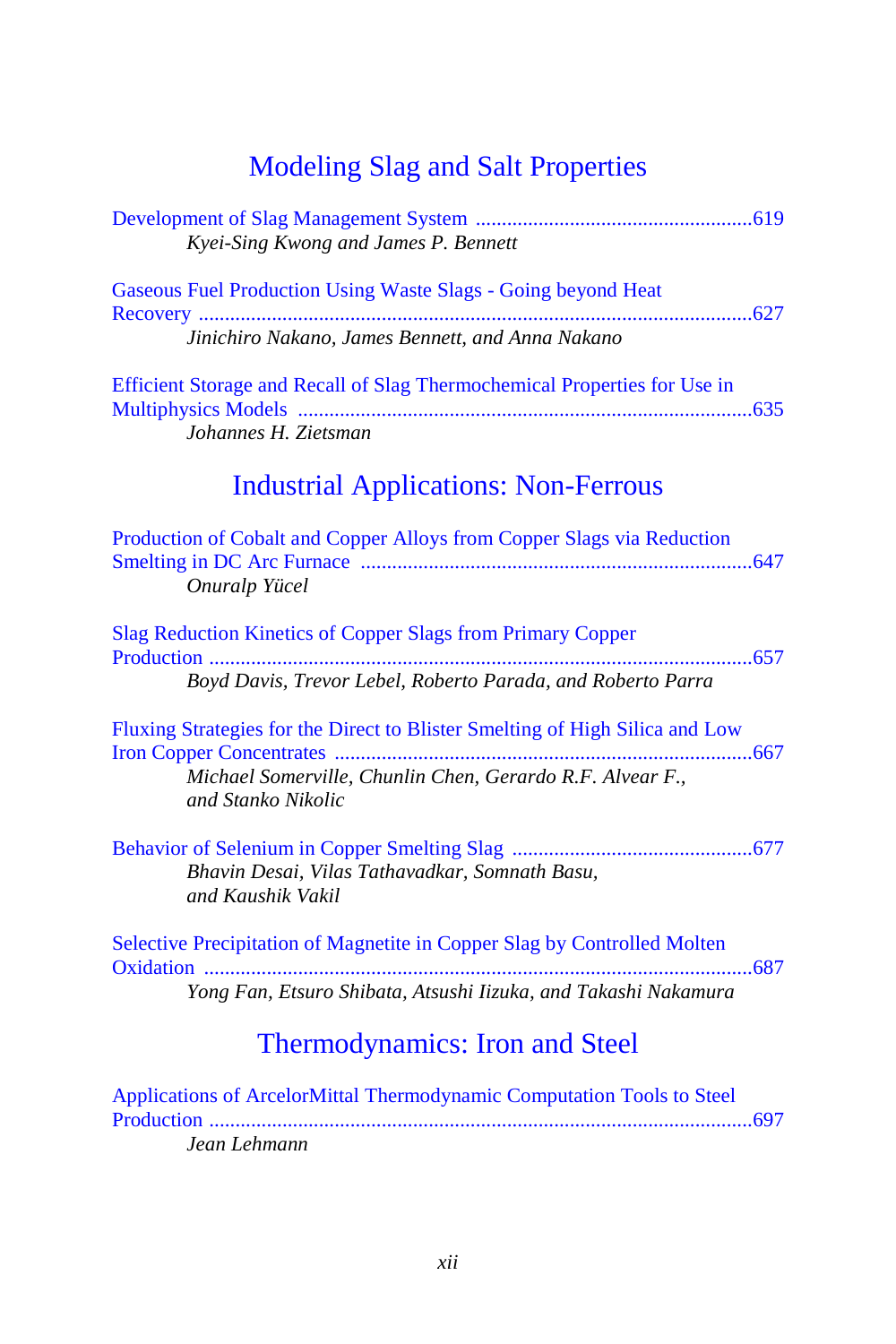## Modeling Slag and Salt Properties

Development of Slag Management System ....................................................619
*Kyei-Sing Kwong and James P. Bennett*

Gaseous Fuel Production Using Waste Slags - Going beyond Heat Recovery ........................................................................................................627
*Jinichiro Nakano, James Bennett, and Anna Nakano*

Efficient Storage and Recall of Slag Thermochemical Properties for Use in Multiphysics Models ......................................................................................635
*Johannes H. Zietsman*

## Industrial Applications: Non-Ferrous

Production of Cobalt and Copper Alloys from Copper Slags via Reduction Smelting in DC Arc Furnace ..........................................................................647
*Onuralp Yücel*

Slag Reduction Kinetics of Copper Slags from Primary Copper Production .......................................................................................................657
*Boyd Davis, Trevor Lebel, Roberto Parada, and Roberto Parra*

Fluxing Strategies for the Direct to Blister Smelting of High Silica and Low Iron Copper Concentrates ...............................................................................667
*Michael Somerville, Chunlin Chen, Gerardo R.F. Alvear F., and Stanko Nikolic*

Behavior of Selenium in Copper Smelting Slag .............................................677
*Bhavin Desai, Vilas Tathavadkar, Somnath Basu, and Kaushik Vakil*

Selective Precipitation of Magnetite in Copper Slag by Controlled Molten Oxidation .......................................................................................................687
*Yong Fan, Etsuro Shibata, Atsushi Iizuka, and Takashi Nakamura*

## Thermodynamics: Iron and Steel

Applications of ArcelorMittal Thermodynamic Computation Tools to Steel Production .......................................................................................................697
*Jean Lehmann*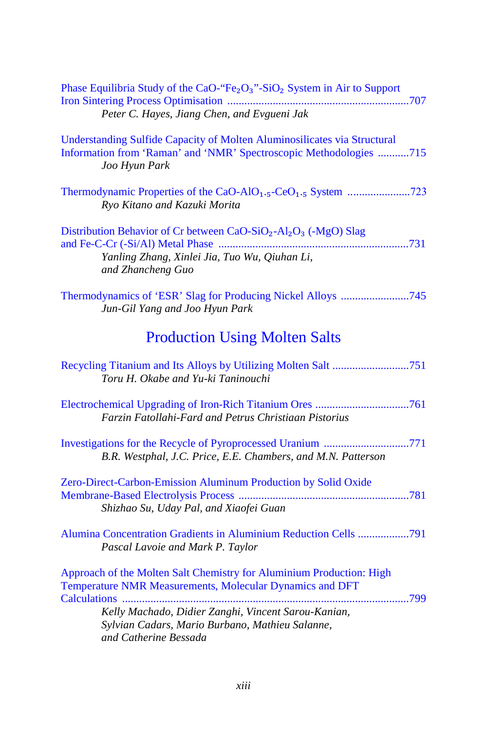Phase Equilibria Study of the CaO-"$Fe_2O_3$"-$SiO_2$ System in Air to Support Iron Sintering Process Optimisation ................................................................707
*Peter C. Hayes, Jiang Chen, and Evgueni Jak*

Understanding Sulfide Capacity of Molten Aluminosilicates via Structural Information from 'Raman' and 'NMR' Spectroscopic Methodologies ...........715
*Joo Hyun Park*

Thermodynamic Properties of the CaO-$AlO_{1.5}$-$CeO_{1.5}$ System ......................723
*Ryo Kitano and Kazuki Morita*

Distribution Behavior of Cr between CaO-$SiO_2$-$Al_2O_3$ (-MgO) Slag and Fe-C-Cr (-Si/Al) Metal Phase ...................................................................731
*Yanling Zhang, Xinlei Jia, Tuo Wu, Qiuhan Li, and Zhancheng Guo*

Thermodynamics of 'ESR' Slag for Producing Nickel Alloys ........................745
*Jun-Gil Yang and Joo Hyun Park*

## Production Using Molten Salts

Recycling Titanium and Its Alloys by Utilizing Molten Salt ...........................751
*Toru H. Okabe and Yu-ki Taninouchi*

Electrochemical Upgrading of Iron-Rich Titanium Ores .................................761
*Farzin Fatollahi-Fard and Petrus Christiaan Pistorius*

Investigations for the Recycle of Pyroprocessed Uranium ..............................771
*B.R. Westphal, J.C. Price, E.E. Chambers, and M.N. Patterson*

Zero-Direct-Carbon-Emission Aluminum Production by Solid Oxide Membrane-Based Electrolysis Process ...........................................................781
*Shizhao Su, Uday Pal, and Xiaofei Guan*

Alumina Concentration Gradients in Aluminium Reduction Cells ..................791
*Pascal Lavoie and Mark P. Taylor*

Approach of the Molten Salt Chemistry for Aluminium Production: High Temperature NMR Measurements, Molecular Dynamics and DFT Calculations ....................................................................................................799
*Kelly Machado, Didier Zanghi, Vincent Sarou-Kanian, Sylvian Cadars, Mario Burbano, Mathieu Salanne, and Catherine Bessada*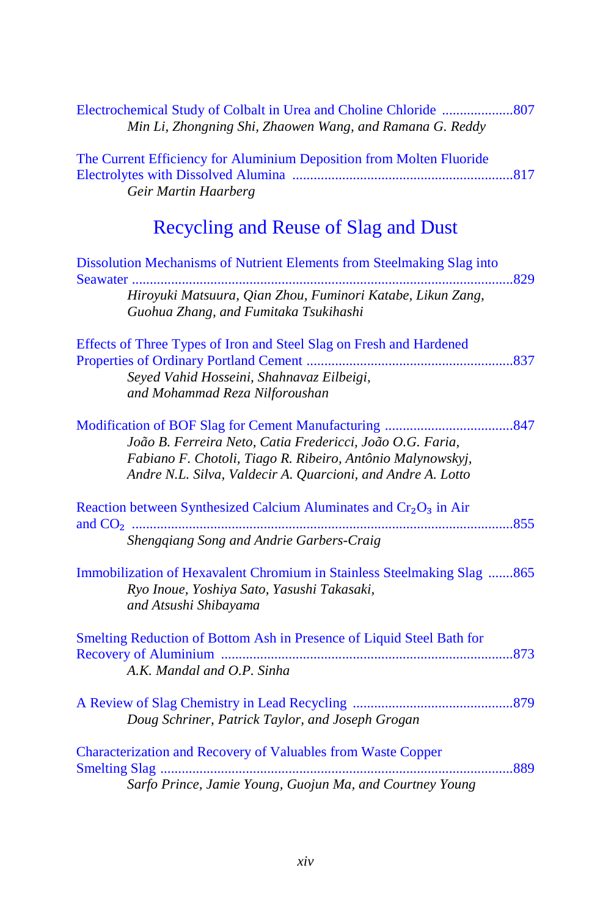Electrochemical Study of Colbalt in Urea and Choline Chloride ....................807
*Min Li, Zhongning Shi, Zhaowen Wang, and Ramana G. Reddy*

The Current Efficiency for Aluminium Deposition from Molten Fluoride Electrolytes with Dissolved Alumina ..............................................................817
*Geir Martin Haarberg*

## Recycling and Reuse of Slag and Dust

Dissolution Mechanisms of Nutrient Elements from Steelmaking Slag into Seawater ..........................................................................................................829
*Hiroyuki Matsuura, Qian Zhou, Fuminori Katabe, Likun Zang, Guohua Zhang, and Fumitaka Tsukihashi*

Effects of Three Types of Iron and Steel Slag on Fresh and Hardened Properties of Ordinary Portland Cement ..........................................................837
*Seyed Vahid Hosseini, Shahnavaz Eilbeigi, and Mohammad Reza Nilforoushan*

Modification of BOF Slag for Cement Manufacturing ...................................847
*João B. Ferreira Neto, Catia Fredericci, João O.G. Faria, Fabiano F. Chotoli, Tiago R. Ribeiro, Antônio Malynowskyj, Andre N.L. Silva, Valdecir A. Quarcioni, and Andre A. Lotto*

Reaction between Synthesized Calcium Aluminates and $Cr_2O_3$ in Air and $CO_2$ ..........................................................................................................855
*Shengqiang Song and Andrie Garbers-Craig*

Immobilization of Hexavalent Chromium in Stainless Steelmaking Slag .......865
*Ryo Inoue, Yoshiya Sato, Yasushi Takasaki, and Atsushi Shibayama*

Smelting Reduction of Bottom Ash in Presence of Liquid Steel Bath for Recovery of Aluminium .................................................................................873
*A.K. Mandal and O.P. Sinha*

A Review of Slag Chemistry in Lead Recycling ............................................879
*Doug Schriner, Patrick Taylor, and Joseph Grogan*

Characterization and Recovery of Valuables from Waste Copper Smelting Slag .................................................................................................889
*Sarfo Prince, Jamie Young, Guojun Ma, and Courtney Young*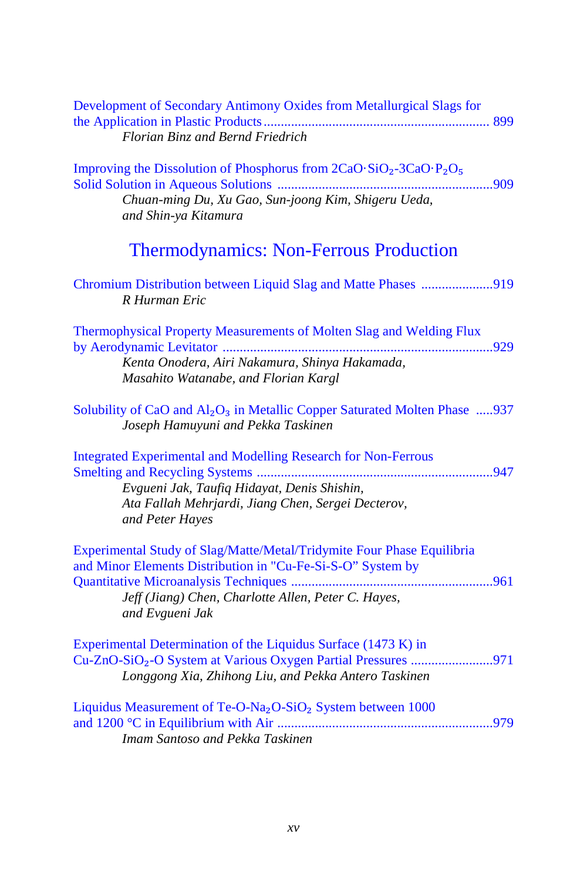Development of Secondary Antimony Oxides from Metallurgical Slags for the Application in Plastic Products ........................................................................ 899
*Florian Binz and Bernd Friedrich*

Improving the Dissolution of Phosphorus from $2CaO \cdot SiO_2$-$3CaO \cdot P_2O_5$ Solid Solution in Aqueous Solutions ........................................................................909
*Chuan-ming Du, Xu Gao, Sun-joong Kim, Shigeru Ueda, and Shin-ya Kitamura*

## Thermodynamics: Non-Ferrous Production

Chromium Distribution between Liquid Slag and Matte Phases .....................919
*R Hurman Eric*

Thermophysical Property Measurements of Molten Slag and Welding Flux by Aerodynamic Levitator ........................................................................929
*Kenta Onodera, Airi Nakamura, Shinya Hakamada, Masahito Watanabe, and Florian Kargl*

Solubility of CaO and $Al_2O_3$ in Metallic Copper Saturated Molten Phase .....937
*Joseph Hamuyuni and Pekka Taskinen*

Integrated Experimental and Modelling Research for Non-Ferrous Smelting and Recycling Systems ........................................................................947
*Evgueni Jak, Taufiq Hidayat, Denis Shishin, Ata Fallah Mehrjardi, Jiang Chen, Sergei Decterov, and Peter Hayes*

Experimental Study of Slag/Matte/Metal/Tridymite Four Phase Equilibria and Minor Elements Distribution in "Cu-Fe-Si-S-O" System by Quantitative Microanalysis Techniques ........................................................................961
*Jeff (Jiang) Chen, Charlotte Allen, Peter C. Hayes, and Evgueni Jak*

Experimental Determination of the Liquidus Surface (1473 K) in Cu-ZnO-$SiO_2$-O System at Various Oxygen Partial Pressures ........................971
*Longgong Xia, Zhihong Liu, and Pekka Antero Taskinen*

Liquidus Measurement of Te-O-$Na_2O$-$SiO_2$ System between 1000 and 1200 °C in Equilibrium with Air ........................................................................979
*Imam Santoso and Pekka Taskinen*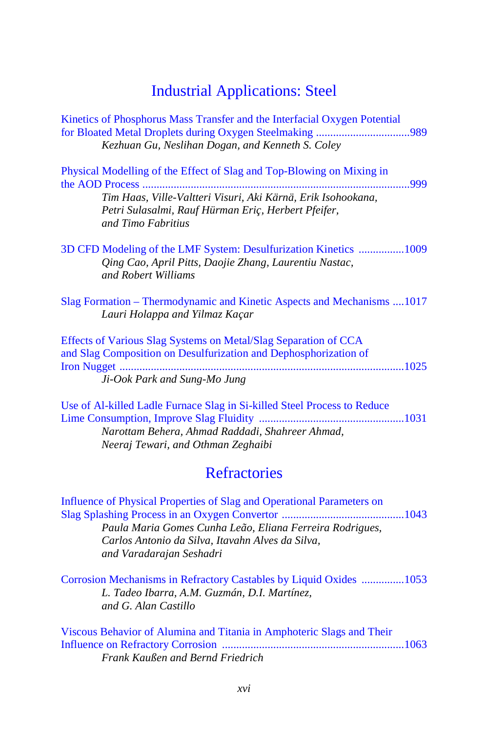## Industrial Applications: Steel

Kinetics of Phosphorus Mass Transfer and the Interfacial Oxygen Potential for Bloated Metal Droplets during Oxygen Steelmaking .................................989
*Kezhuan Gu, Neslihan Dogan, and Kenneth S. Coley*

Physical Modelling of the Effect of Slag and Top-Blowing on Mixing in the AOD Process .............................................................................................999
*Tim Haas, Ville-Valtteri Visuri, Aki Kärnä, Erik Isohookana, Petri Sulasalmi, Rauf Hürman Eriç, Herbert Pfeifer, and Timo Fabritius*

3D CFD Modeling of the LMF System: Desulfurization Kinetics ................1009
*Qing Cao, April Pitts, Daojie Zhang, Laurentiu Nastac, and Robert Williams*

Slag Formation – Thermodynamic and Kinetic Aspects and Mechanisms ....1017
*Lauri Holappa and Yilmaz Kaçar*

Effects of Various Slag Systems on Metal/Slag Separation of CCA and Slag Composition on Desulfurization and Dephosphorization of Iron Nugget ....................................................................................................1025
*Ji-Ook Park and Sung-Mo Jung*

Use of Al-killed Ladle Furnace Slag in Si-killed Steel Process to Reduce Lime Consumption, Improve Slag Fluidity ..................................................1031
*Narottam Behera, Ahmad Raddadi, Shahreer Ahmad, Neeraj Tewari, and Othman Zeghaibi*

## Refractories

Influence of Physical Properties of Slag and Operational Parameters on Slag Splashing Process in an Oxygen Convertor ...........................................1043
*Paula Maria Gomes Cunha Leão, Eliana Ferreira Rodrigues, Carlos Antonio da Silva, Itavahn Alves da Silva, and Varadarajan Seshadri*

Corrosion Mechanisms in Refractory Castables by Liquid Oxides ...............1053
*L. Tadeo Ibarra, A.M. Guzmán, D.I. Martínez, and G. Alan Castillo*

Viscous Behavior of Alumina and Titania in Amphoteric Slags and Their Influence on Refractory Corrosion ................................................................1063
*Frank Kaußen and Bernd Friedrich*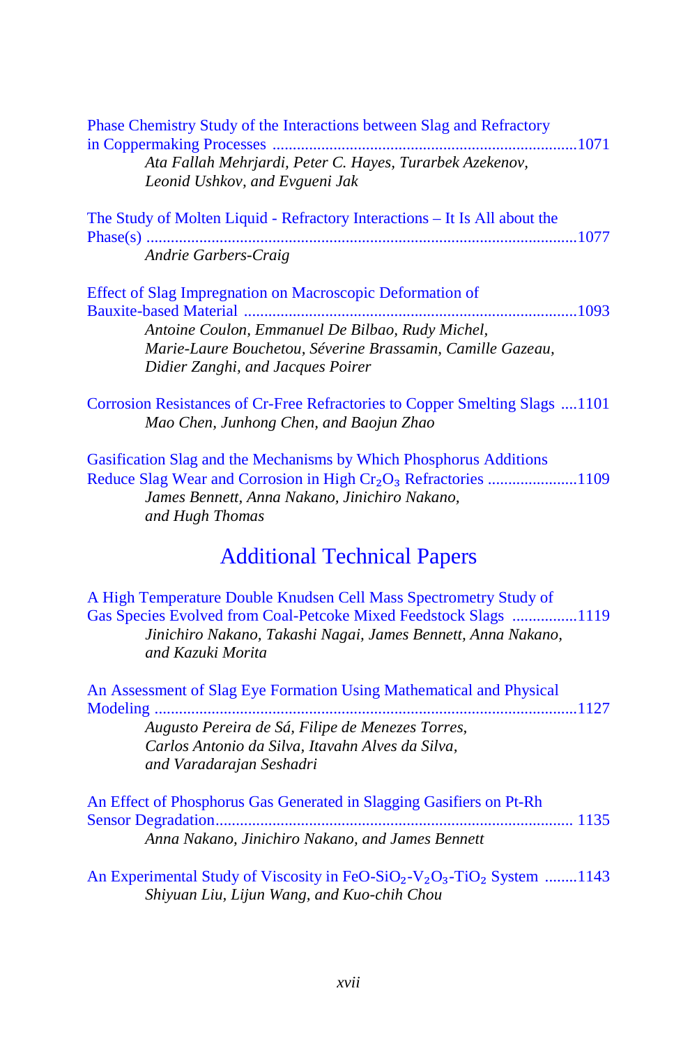Phase Chemistry Study of the Interactions between Slag and Refractory in Coppermaking Processes ..........................................................................1071
*Ata Fallah Mehrjardi, Peter C. Hayes, Turarbek Azekenov, Leonid Ushkov, and Evgueni Jak*

The Study of Molten Liquid - Refractory Interactions – It Is All about the Phase(s) ..........................................................................................................1077
*Andrie Garbers-Craig*

Effect of Slag Impregnation on Macroscopic Deformation of Bauxite-based Material .................................................................................1093
*Antoine Coulon, Emmanuel De Bilbao, Rudy Michel, Marie-Laure Bouchetou, Séverine Brassamin, Camille Gazeau, Didier Zanghi, and Jacques Poirer*

Corrosion Resistances of Cr-Free Refractories to Copper Smelting Slags ....1101
*Mao Chen, Junhong Chen, and Baojun Zhao*

Gasification Slag and the Mechanisms by Which Phosphorus Additions Reduce Slag Wear and Corrosion in High $Cr_2O_3$ Refractories ......................1109
*James Bennett, Anna Nakano, Jinichiro Nakano, and Hugh Thomas*

## Additional Technical Papers

A High Temperature Double Knudsen Cell Mass Spectrometry Study of Gas Species Evolved from Coal-Petcoke Mixed Feedstock Slags ................1119
*Jinichiro Nakano, Takashi Nagai, James Bennett, Anna Nakano, and Kazuki Morita*

An Assessment of Slag Eye Formation Using Mathematical and Physical Modeling .......................................................................................................1127
*Augusto Pereira de Sá, Filipe de Menezes Torres, Carlos Antonio da Silva, Itavahn Alves da Silva, and Varadarajan Seshadri*

An Effect of Phosphorus Gas Generated in Slagging Gasifiers on Pt-Rh Sensor Degradation...................................................................................... 1135
*Anna Nakano, Jinichiro Nakano, and James Bennett*

An Experimental Study of Viscosity in $FeO$-$SiO_2$-$V_2O_3$-$TiO_2$ System ........1143
*Shiyuan Liu, Lijun Wang, and Kuo-chih Chou*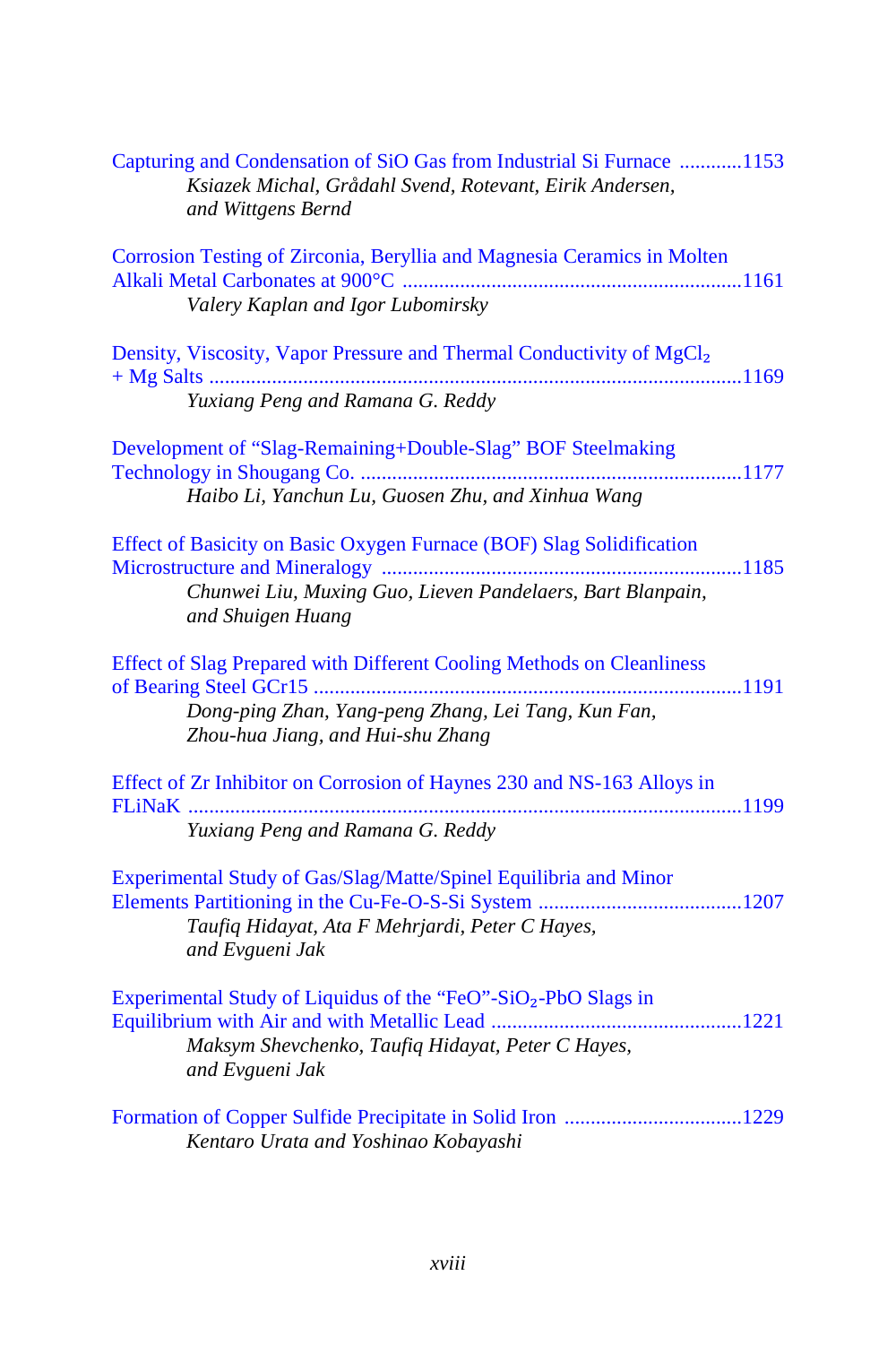Capturing and Condensation of SiO Gas from Industrial Si Furnace ............1153
*Ksiazek Michal, Grådahl Svend, Rotevant, Eirik Andersen, and Wittgens Bernd*

Corrosion Testing of Zirconia, Beryllia and Magnesia Ceramics in Molten Alkali Metal Carbonates at 900°C ................................................................1161
*Valery Kaplan and Igor Lubomirsky*

Density, Viscosity, Vapor Pressure and Thermal Conductivity of $MgCl_2$ + Mg Salts ...................................................................................................1169
*Yuxiang Peng and Ramana G. Reddy*

Development of “Slag-Remaining+Double-Slag” BOF Steelmaking Technology in Shougang Co. ........................................................................1177
*Haibo Li, Yanchun Lu, Guosen Zhu, and Xinhua Wang*

Effect of Basicity on Basic Oxygen Furnace (BOF) Slag Solidification Microstructure and Mineralogy ....................................................................1185
*Chunwei Liu, Muxing Guo, Lieven Pandelaers, Bart Blanpain, and Shuigen Huang*

Effect of Slag Prepared with Different Cooling Methods on Cleanliness of Bearing Steel GCr15 .................................................................................1191
*Dong-ping Zhan, Yang-peng Zhang, Lei Tang, Kun Fan, Zhou-hua Jiang, and Hui-shu Zhang*

Effect of Zr Inhibitor on Corrosion of Haynes 230 and NS-163 Alloys in FLiNaK .........................................................................................................1199
*Yuxiang Peng and Ramana G. Reddy*

Experimental Study of Gas/Slag/Matte/Spinel Equilibria and Minor Elements Partitioning in the Cu-Fe-O-S-Si System .......................................1207
*Taufiq Hidayat, Ata F Mehrjardi, Peter C Hayes, and Evgueni Jak*

Experimental Study of Liquidus of the “FeO”-$SiO_2$-PbO Slags in Equilibrium with Air and with Metallic Lead ...............................................1221
*Maksym Shevchenko, Taufiq Hidayat, Peter C Hayes, and Evgueni Jak*

Formation of Copper Sulfide Precipitate in Solid Iron .................................1229
*Kentaro Urata and Yoshinao Kobayashi*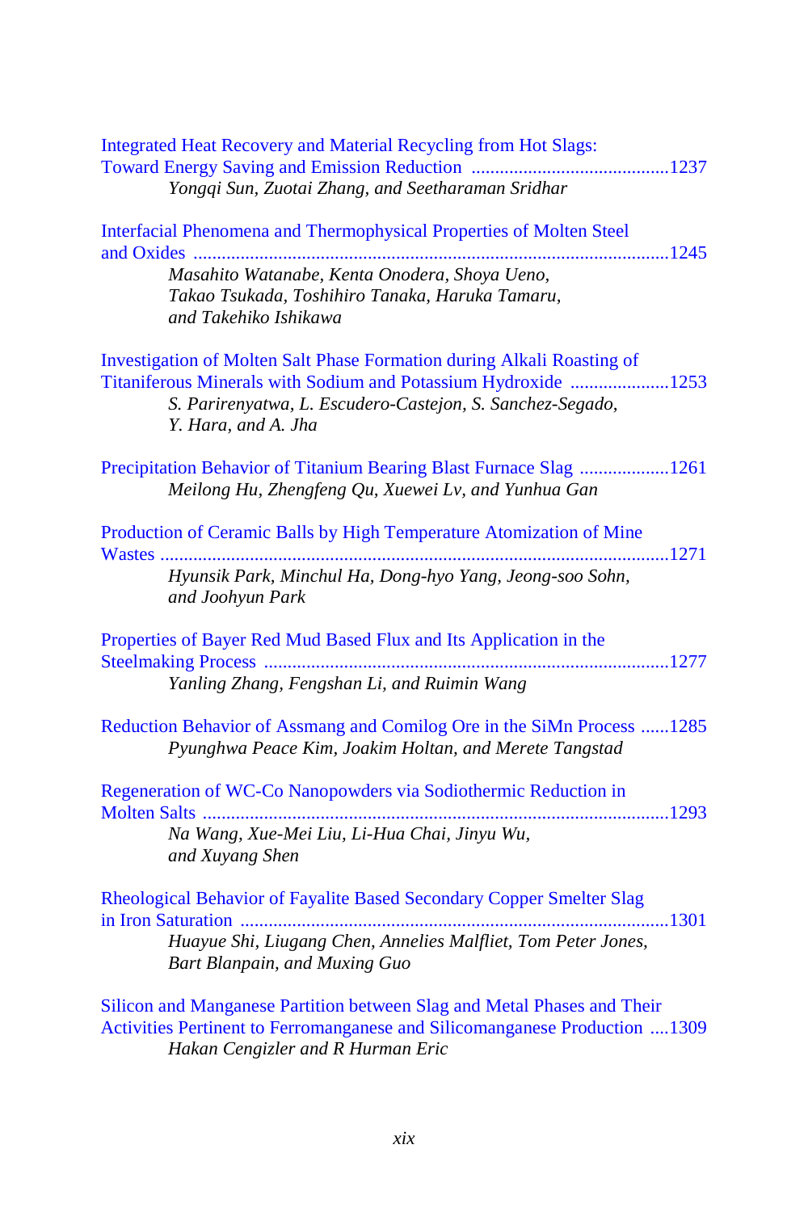Integrated Heat Recovery and Material Recycling from Hot Slags: Toward Energy Saving and Emission Reduction ..........................................1237
*Yongqi Sun, Zuotai Zhang, and Seetharaman Sridhar*

Interfacial Phenomena and Thermophysical Properties of Molten Steel and Oxides .....................................................................................................1245
*Masahito Watanabe, Kenta Onodera, Shoya Ueno, Takao Tsukada, Toshihiro Tanaka, Haruka Tamaru, and Takehiko Ishikawa*

Investigation of Molten Salt Phase Formation during Alkali Roasting of Titaniferous Minerals with Sodium and Potassium Hydroxide .....................1253
*S. Parirenyatwa, L. Escudero-Castejon, S. Sanchez-Segado, Y. Hara, and A. Jha*

Precipitation Behavior of Titanium Bearing Blast Furnace Slag ...................1261
*Meilong Hu, Zhengfeng Qu, Xuewei Lv, and Yunhua Gan*

Production of Ceramic Balls by High Temperature Atomization of Mine Wastes ...........................................................................................................1271
*Hyunsik Park, Minchul Ha, Dong-hyo Yang, Jeong-soo Sohn, and Joohyun Park*

Properties of Bayer Red Mud Based Flux and Its Application in the Steelmaking Process .....................................................................................1277
*Yanling Zhang, Fengshan Li, and Ruimin Wang*

Reduction Behavior of Assmang and Comilog Ore in the SiMn Process ......1285
*Pyunghwa Peace Kim, Joakim Holtan, and Merete Tangstad*

Regeneration of WC-Co Nanopowders via Sodiothermic Reduction in Molten Salts ..................................................................................................1293
*Na Wang, Xue-Mei Liu, Li-Hua Chai, Jinyu Wu, and Xuyang Shen*

Rheological Behavior of Fayalite Based Secondary Copper Smelter Slag in Iron Saturation ..........................................................................................1301
*Huayue Shi, Liugang Chen, Annelies Malfliet, Tom Peter Jones, Bart Blanpain, and Muxing Guo*

Silicon and Manganese Partition between Slag and Metal Phases and Their Activities Pertinent to Ferromanganese and Silicomanganese Production ....1309
*Hakan Cengizler and R Hurman Eric*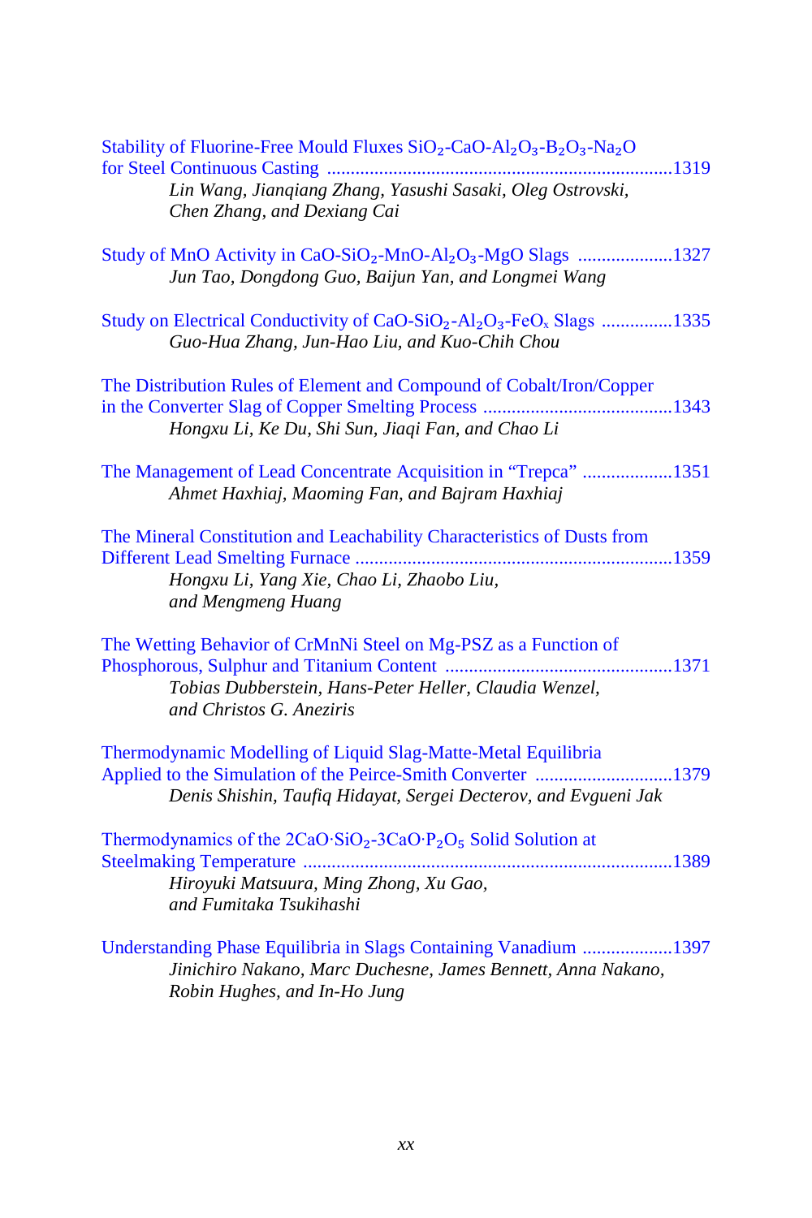Stability of Fluorine-Free Mould Fluxes $SiO_2$-$CaO$-$Al_2O_3$-$B_2O_3$-$Na_2O$ for Steel Continuous Casting ........................................................................1319
*Lin Wang, Jianqiang Zhang, Yasushi Sasaki, Oleg Ostrovski, Chen Zhang, and Dexiang Cai*

Study of MnO Activity in $CaO$-$SiO_2$-$MnO$-$Al_2O_3$-$MgO$ Slags ....................1327
*Jun Tao, Dongdong Guo, Baijun Yan, and Longmei Wang*

Study on Electrical Conductivity of $CaO$-$SiO_2$-$Al_2O_3$-$FeO_x$ Slags ...............1335
*Guo-Hua Zhang, Jun-Hao Liu, and Kuo-Chih Chou*

The Distribution Rules of Element and Compound of Cobalt/Iron/Copper in the Converter Slag of Copper Smelting Process ........................................1343
*Hongxu Li, Ke Du, Shi Sun, Jiaqi Fan, and Chao Li*

The Management of Lead Concentrate Acquisition in "Trepca" ...................1351
*Ahmet Haxhiaj, Maoming Fan, and Bajram Haxhiaj*

The Mineral Constitution and Leachability Characteristics of Dusts from Different Lead Smelting Furnace ..................................................................1359
*Hongxu Li, Yang Xie, Chao Li, Zhaobo Liu, and Mengmeng Huang*

The Wetting Behavior of CrMnNi Steel on Mg-PSZ as a Function of Phosphorous, Sulphur and Titanium Content ................................................1371
*Tobias Dubberstein, Hans-Peter Heller, Claudia Wenzel, and Christos G. Aneziris*

Thermodynamic Modelling of Liquid Slag-Matte-Metal Equilibria Applied to the Simulation of the Peirce-Smith Converter .............................1379
*Denis Shishin, Taufiq Hidayat, Sergei Decterov, and Evgueni Jak*

Thermodynamics of the $2CaO{\cdot}SiO_2$-$3CaO{\cdot}P_2O_5$ Solid Solution at Steelmaking Temperature ............................................................................1389
*Hiroyuki Matsuura, Ming Zhong, Xu Gao, and Fumitaka Tsukihashi*

Understanding Phase Equilibria in Slags Containing Vanadium ...................1397
*Jinichiro Nakano, Marc Duchesne, James Bennett, Anna Nakano, Robin Hughes, and In-Ho Jung*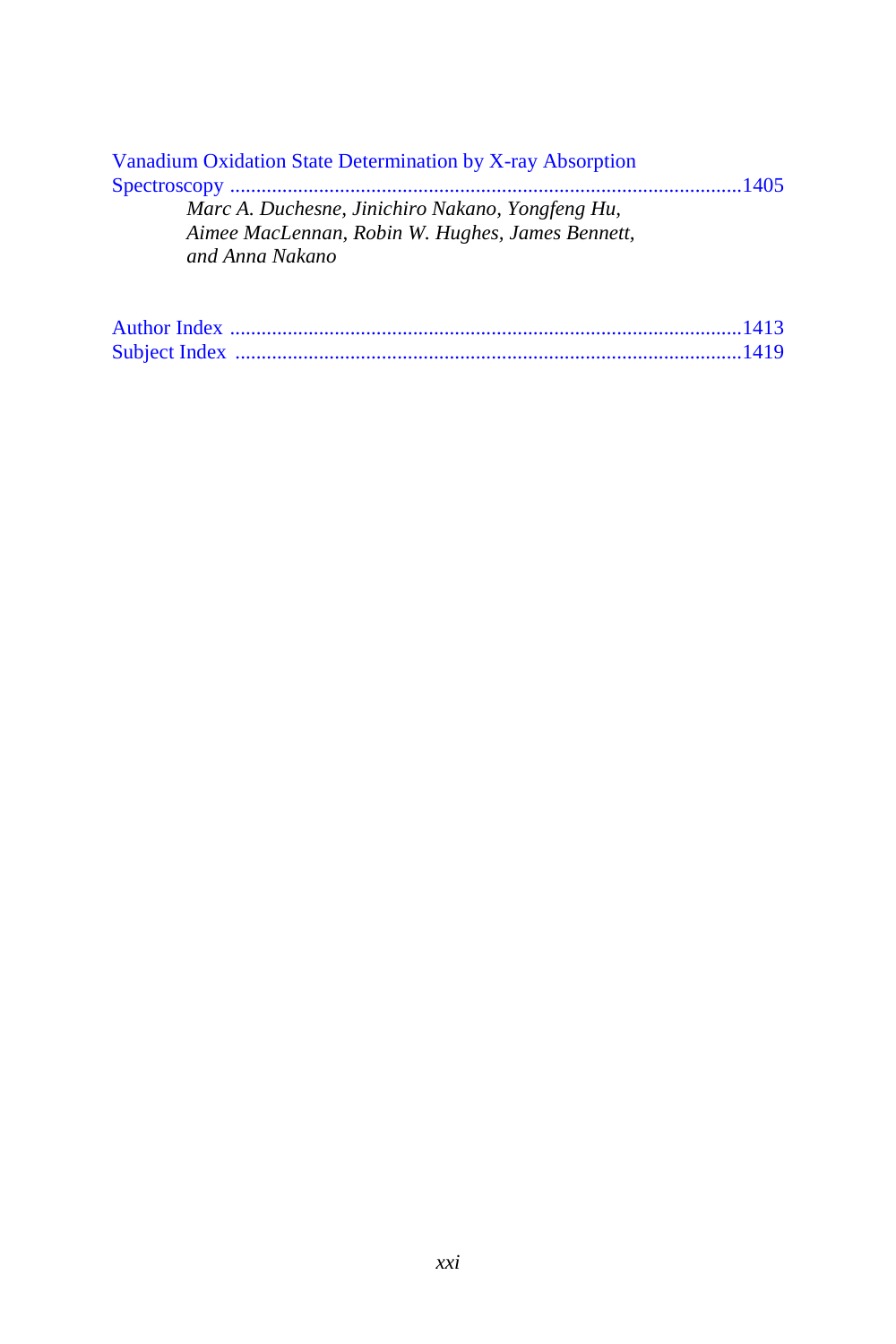Vanadium Oxidation State Determination by X-ray Absorption Spectroscopy ................................................................................................1405

*Marc A. Duchesne, Jinichiro Nakano, Yongfeng Hu, Aimee MacLennan, Robin W. Hughes, James Bennett, and Anna Nakano*

Author Index ................................................................................................1413

Subject Index ................................................................................................1419